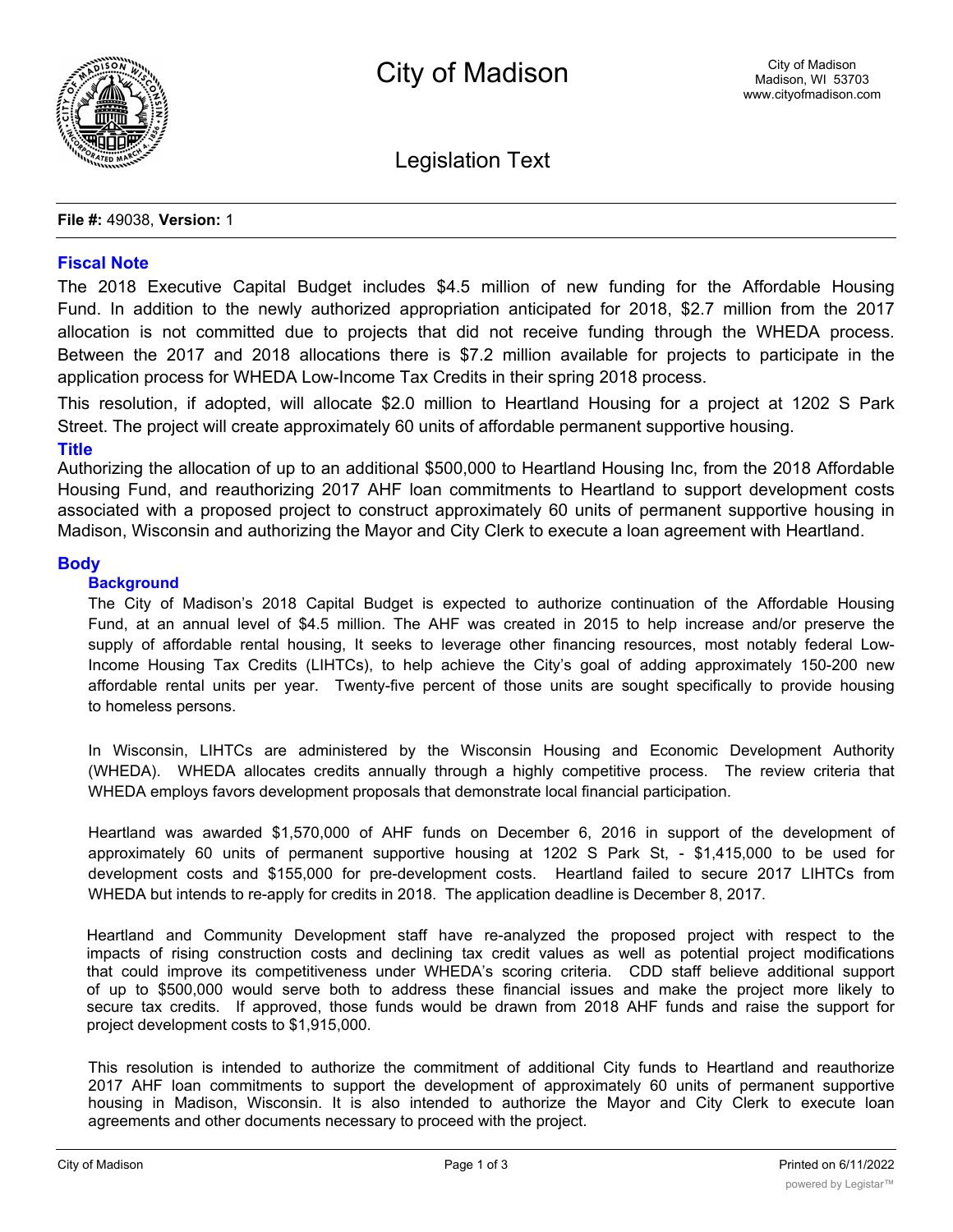# City of Madison

City of Madison
Madison, WI 53703
www.cityofmadison.com

## Legislation Text

**File #:** 49038, **Version:** 1

### Fiscal Note

The 2018 Executive Capital Budget includes $4.5 million of new funding for the Affordable Housing Fund. In addition to the newly authorized appropriation anticipated for 2018, $2.7 million from the 2017 allocation is not committed due to projects that did not receive funding through the WHEDA process. Between the 2017 and 2018 allocations there is $7.2 million available for projects to participate in the application process for WHEDA Low-Income Tax Credits in their spring 2018 process.

This resolution, if adopted, will allocate $2.0 million to Heartland Housing for a project at 1202 S Park Street. The project will create approximately 60 units of affordable permanent supportive housing.

### Title

Authorizing the allocation of up to an additional $500,000 to Heartland Housing Inc, from the 2018 Affordable Housing Fund, and reauthorizing 2017 AHF loan commitments to Heartland to support development costs associated with a proposed project to construct approximately 60 units of permanent supportive housing in Madison, Wisconsin and authorizing the Mayor and City Clerk to execute a loan agreement with Heartland.

### Body

#### Background

The City of Madison's 2018 Capital Budget is expected to authorize continuation of the Affordable Housing Fund, at an annual level of $4.5 million. The AHF was created in 2015 to help increase and/or preserve the supply of affordable rental housing, It seeks to leverage other financing resources, most notably federal Low-Income Housing Tax Credits (LIHTCs), to help achieve the City's goal of adding approximately 150-200 new affordable rental units per year. Twenty-five percent of those units are sought specifically to provide housing to homeless persons.

In Wisconsin, LIHTCs are administered by the Wisconsin Housing and Economic Development Authority (WHEDA). WHEDA allocates credits annually through a highly competitive process. The review criteria that WHEDA employs favors development proposals that demonstrate local financial participation.

Heartland was awarded $1,570,000 of AHF funds on December 6, 2016 in support of the development of approximately 60 units of permanent supportive housing at 1202 S Park St, - $1,415,000 to be used for development costs and $155,000 for pre-development costs. Heartland failed to secure 2017 LIHTCs from WHEDA but intends to re-apply for credits in 2018. The application deadline is December 8, 2017.

Heartland and Community Development staff have re-analyzed the proposed project with respect to the impacts of rising construction costs and declining tax credit values as well as potential project modifications that could improve its competitiveness under WHEDA's scoring criteria. CDD staff believe additional support of up to $500,000 would serve both to address these financial issues and make the project more likely to secure tax credits. If approved, those funds would be drawn from 2018 AHF funds and raise the support for project development costs to $1,915,000.

This resolution is intended to authorize the commitment of additional City funds to Heartland and reauthorize 2017 AHF loan commitments to support the development of approximately 60 units of permanent supportive housing in Madison, Wisconsin. It is also intended to authorize the Mayor and City Clerk to execute loan agreements and other documents necessary to proceed with the project.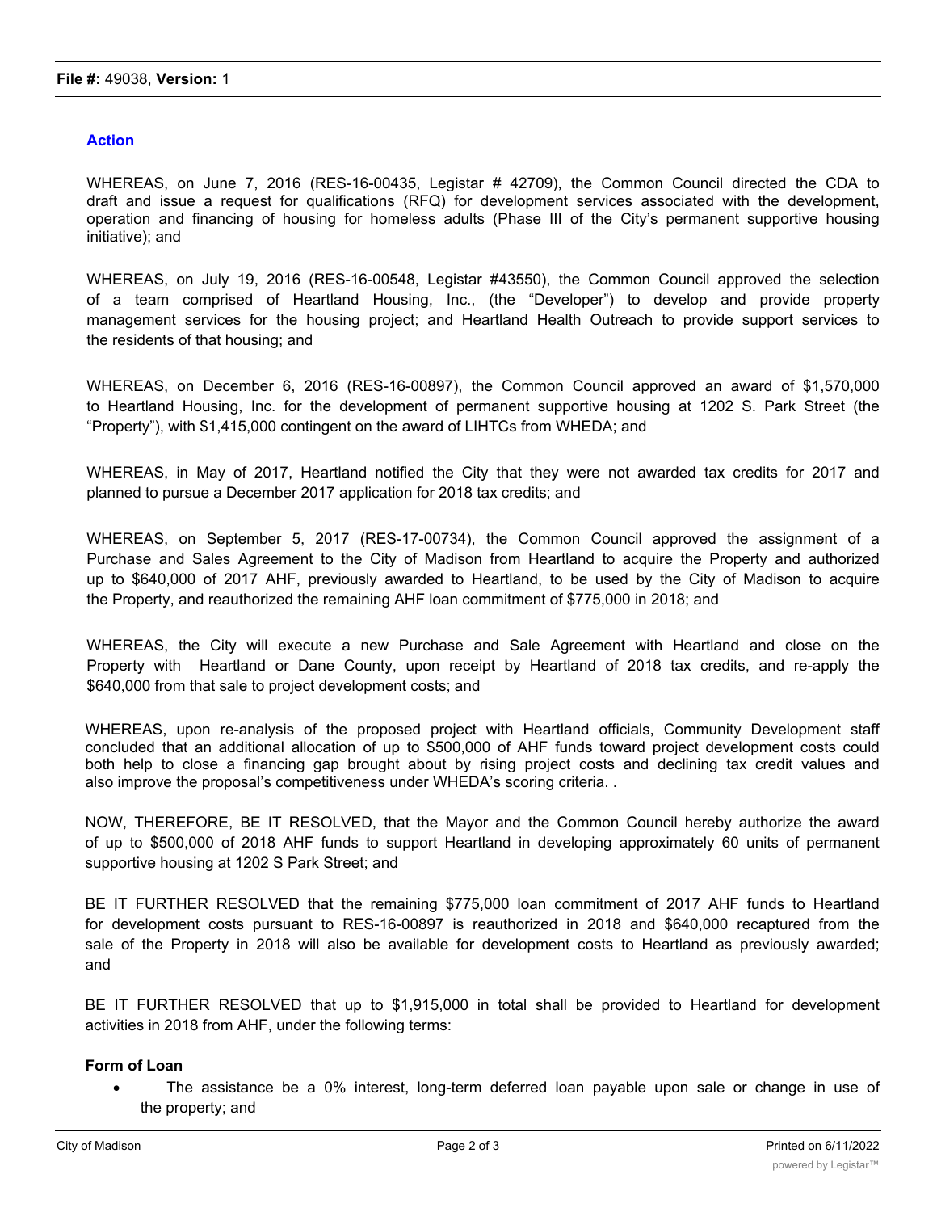**File #:** 49038, **Version:** 1

### Action

WHEREAS, on June 7, 2016 (RES-16-00435, Legistar # 42709), the Common Council directed the CDA to draft and issue a request for qualifications (RFQ) for development services associated with the development, operation and financing of housing for homeless adults (Phase III of the City's permanent supportive housing initiative); and

WHEREAS, on July 19, 2016 (RES-16-00548, Legistar #43550), the Common Council approved the selection of a team comprised of Heartland Housing, Inc., (the "Developer") to develop and provide property management services for the housing project; and Heartland Health Outreach to provide support services to the residents of that housing; and

WHEREAS, on December 6, 2016 (RES-16-00897), the Common Council approved an award of $1,570,000 to Heartland Housing, Inc. for the development of permanent supportive housing at 1202 S. Park Street (the "Property"), with $1,415,000 contingent on the award of LIHTCs from WHEDA; and

WHEREAS, in May of 2017, Heartland notified the City that they were not awarded tax credits for 2017 and planned to pursue a December 2017 application for 2018 tax credits; and

WHEREAS, on September 5, 2017 (RES-17-00734), the Common Council approved the assignment of a Purchase and Sales Agreement to the City of Madison from Heartland to acquire the Property and authorized up to $640,000 of 2017 AHF, previously awarded to Heartland, to be used by the City of Madison to acquire the Property, and reauthorized the remaining AHF loan commitment of $775,000 in 2018; and

WHEREAS, the City will execute a new Purchase and Sale Agreement with Heartland and close on the Property with Heartland or Dane County, upon receipt by Heartland of 2018 tax credits, and re-apply the $640,000 from that sale to project development costs; and

WHEREAS, upon re-analysis of the proposed project with Heartland officials, Community Development staff concluded that an additional allocation of up to $500,000 of AHF funds toward project development costs could both help to close a financing gap brought about by rising project costs and declining tax credit values and also improve the proposal's competitiveness under WHEDA's scoring criteria. .

NOW, THEREFORE, BE IT RESOLVED, that the Mayor and the Common Council hereby authorize the award of up to $500,000 of 2018 AHF funds to support Heartland in developing approximately 60 units of permanent supportive housing at 1202 S Park Street; and

BE IT FURTHER RESOLVED that the remaining $775,000 loan commitment of 2017 AHF funds to Heartland for development costs pursuant to RES-16-00897 is reauthorized in 2018 and $640,000 recaptured from the sale of the Property in 2018 will also be available for development costs to Heartland as previously awarded; and

BE IT FURTHER RESOLVED that up to $1,915,000 in total shall be provided to Heartland for development activities in 2018 from AHF, under the following terms:

**Form of Loan**

- The assistance be a 0% interest, long-term deferred loan payable upon sale or change in use of the property; and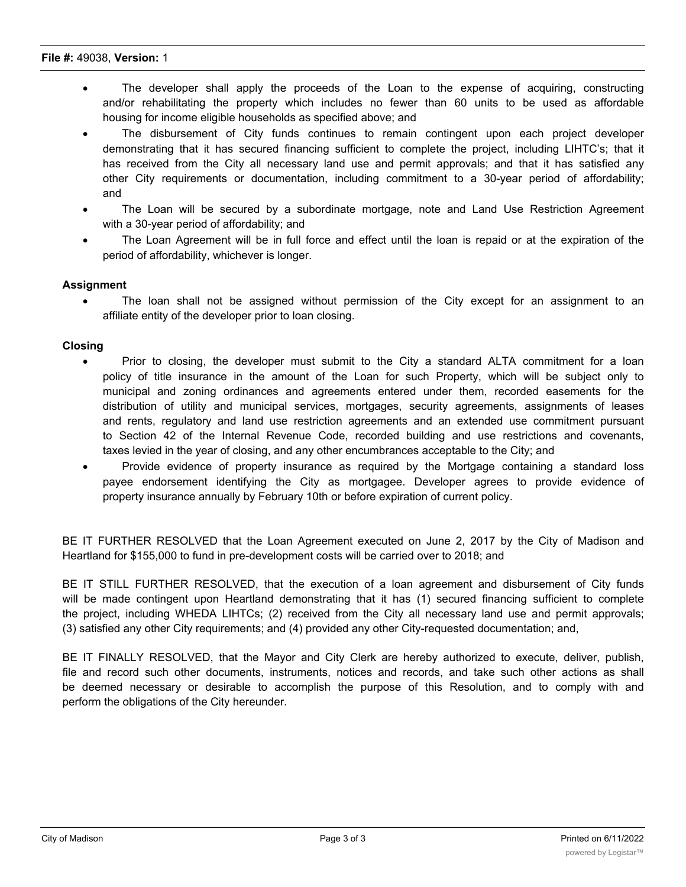- The developer shall apply the proceeds of the Loan to the expense of acquiring, constructing and/or rehabilitating the property which includes no fewer than 60 units to be used as affordable housing for income eligible households as specified above; and
- The disbursement of City funds continues to remain contingent upon each project developer demonstrating that it has secured financing sufficient to complete the project, including LIHTC's; that it has received from the City all necessary land use and permit approvals; and that it has satisfied any other City requirements or documentation, including commitment to a 30-year period of affordability; and
- The Loan will be secured by a subordinate mortgage, note and Land Use Restriction Agreement with a 30-year period of affordability; and
- The Loan Agreement will be in full force and effect until the loan is repaid or at the expiration of the period of affordability, whichever is longer.

**Assignment**

- The loan shall not be assigned without permission of the City except for an assignment to an affiliate entity of the developer prior to loan closing.

**Closing**

- Prior to closing, the developer must submit to the City a standard ALTA commitment for a loan policy of title insurance in the amount of the Loan for such Property, which will be subject only to municipal and zoning ordinances and agreements entered under them, recorded easements for the distribution of utility and municipal services, mortgages, security agreements, assignments of leases and rents, regulatory and land use restriction agreements and an extended use commitment pursuant to Section 42 of the Internal Revenue Code, recorded building and use restrictions and covenants, taxes levied in the year of closing, and any other encumbrances acceptable to the City; and
- Provide evidence of property insurance as required by the Mortgage containing a standard loss payee endorsement identifying the City as mortgagee. Developer agrees to provide evidence of property insurance annually by February 10th or before expiration of current policy.

BE IT FURTHER RESOLVED that the Loan Agreement executed on June 2, 2017 by the City of Madison and Heartland for $155,000 to fund in pre-development costs will be carried over to 2018; and

BE IT STILL FURTHER RESOLVED, that the execution of a loan agreement and disbursement of City funds will be made contingent upon Heartland demonstrating that it has (1) secured financing sufficient to complete the project, including WHEDA LIHTCs; (2) received from the City all necessary land use and permit approvals; (3) satisfied any other City requirements; and (4) provided any other City-requested documentation; and,

BE IT FINALLY RESOLVED, that the Mayor and City Clerk are hereby authorized to execute, deliver, publish, file and record such other documents, instruments, notices and records, and take such other actions as shall be deemed necessary or desirable to accomplish the purpose of this Resolution, and to comply with and perform the obligations of the City hereunder.